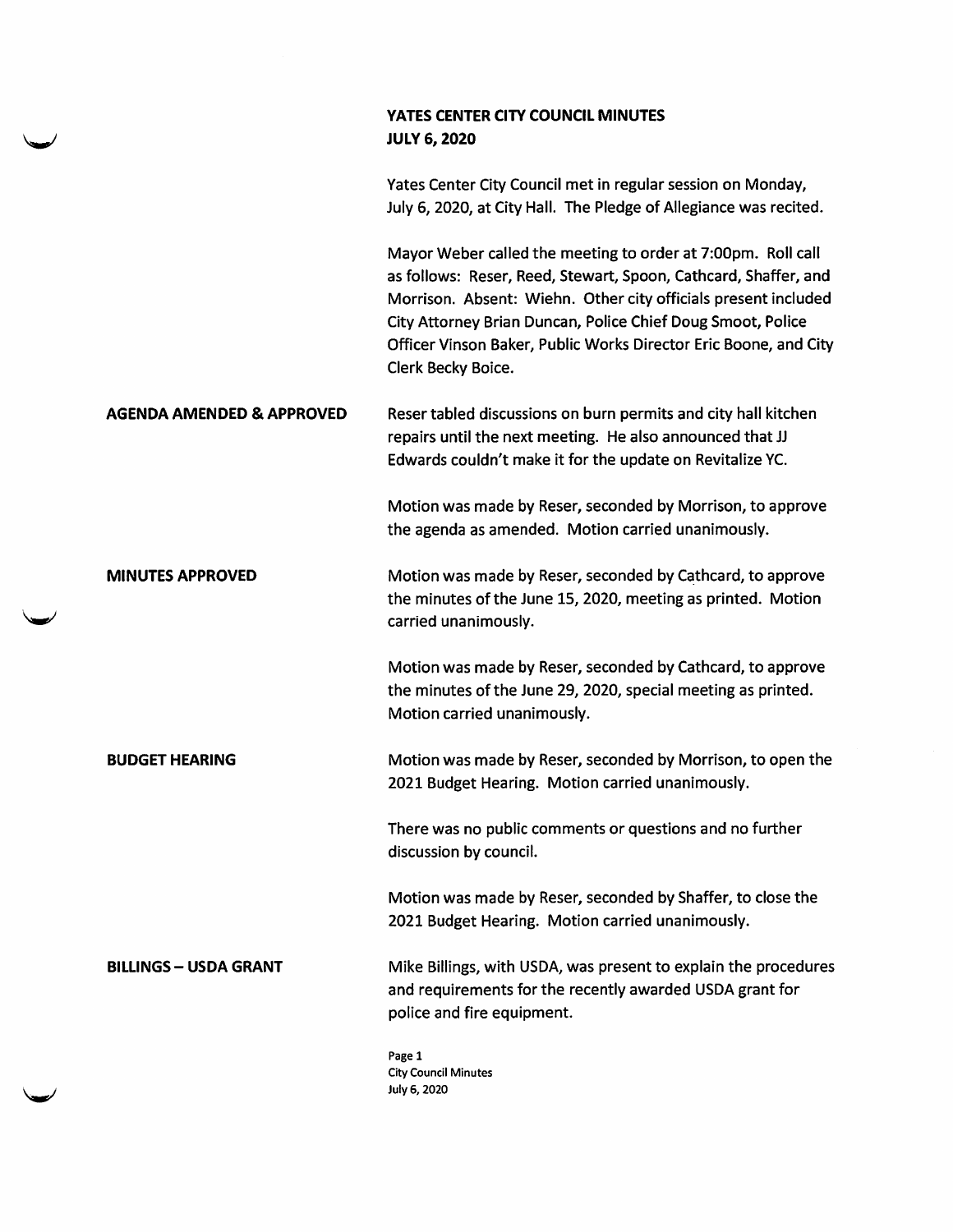# YATES CENTER CITY COUNCIL MINUTES
## JULY 6, 2020

Yates Center City Council met in regular session on Monday, July 6, 2020, at City Hall. The Pledge of Allegiance was recited.

Mayor Weber called the meeting to order at 7:00pm. Roll call as follows: Reser, Reed, Stewart, Spoon, Cathcard, Shaffer, and Morrison. Absent: Wiehn. Other city officials present included City Attorney Brian Duncan, Police Chief Doug Smoot, Police Officer Vinson Baker, Public Works Director Eric Boone, and City Clerk Becky Boice.

**AGENDA AMENDED & APPROVED**

Reser tabled discussions on burn permits and city hall kitchen repairs until the next meeting. He also announced that JJ Edwards couldn't make it for the update on Revitalize YC.

Motion was made by Reser, seconded by Morrison, to approve the agenda as amended. Motion carried unanimously.

**MINUTES APPROVED**

Motion was made by Reser, seconded by Cathcard, to approve the minutes of the June 15, 2020, meeting as printed. Motion carried unanimously.

Motion was made by Reser, seconded by Cathcard, to approve the minutes of the June 29, 2020, special meeting as printed. Motion carried unanimously.

**BUDGET HEARING**

Motion was made by Reser, seconded by Morrison, to open the 2021 Budget Hearing. Motion carried unanimously.

There was no public comments or questions and no further discussion by council.

Motion was made by Reser, seconded by Shaffer, to close the 2021 Budget Hearing. Motion carried unanimously.

**BILLINGS – USDA GRANT**

Mike Billings, with USDA, was present to explain the procedures and requirements for the recently awarded USDA grant for police and fire equipment.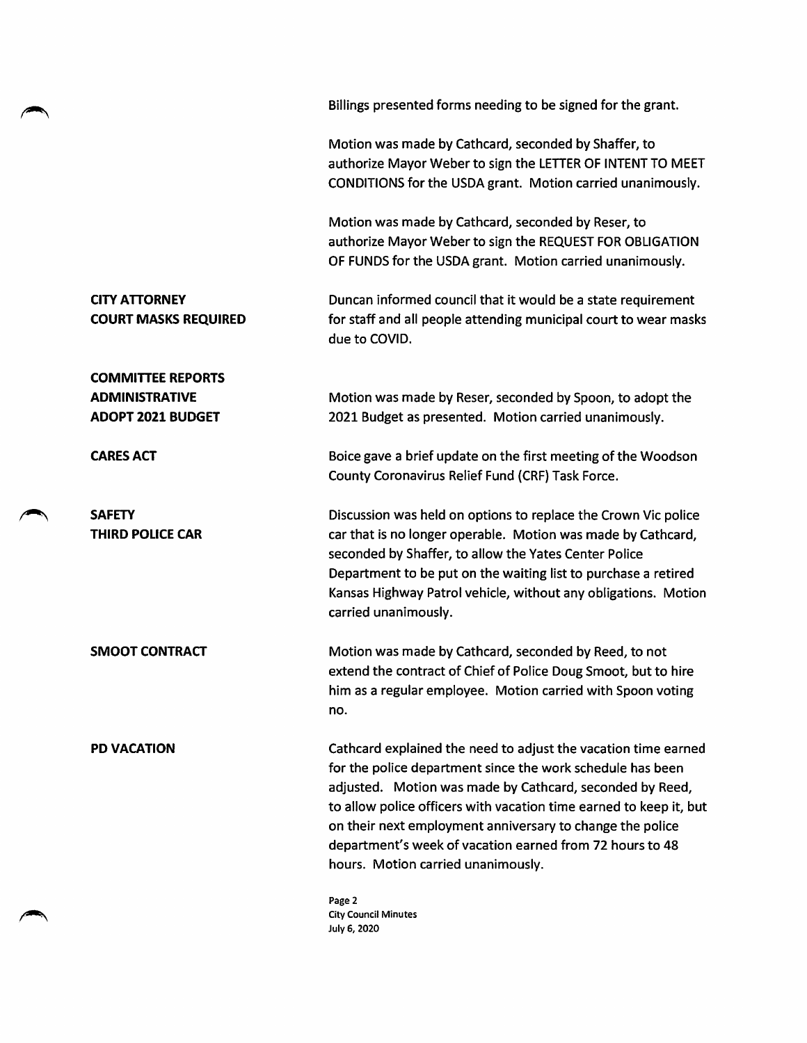Billings presented forms needing to be signed for the grant.

Motion was made by Cathcard, seconded by Shaffer, to authorize Mayor Weber to sign the LETTER OF INTENT TO MEET CONDITIONS for the USDA grant. Motion carried unanimously.

Motion was made by Cathcard, seconded by Reser, to authorize Mayor Weber to sign the REQUEST FOR OBLIGATION OF FUNDS for the USDA grant. Motion carried unanimously.

**CITY ATTORNEY**
**COURT MASKS REQUIRED**

Duncan informed council that it would be a state requirement for staff and all people attending municipal court to wear masks due to COVID.

**COMMITTEE REPORTS**
**ADMINISTRATIVE**
**ADOPT 2021 BUDGET**

Motion was made by Reser, seconded by Spoon, to adopt the 2021 Budget as presented. Motion carried unanimously.

**CARES ACT**

Boice gave a brief update on the first meeting of the Woodson County Coronavirus Relief Fund (CRF) Task Force.

**SAFETY**
**THIRD POLICE CAR**

Discussion was held on options to replace the Crown Vic police car that is no longer operable. Motion was made by Cathcard, seconded by Shaffer, to allow the Yates Center Police Department to be put on the waiting list to purchase a retired Kansas Highway Patrol vehicle, without any obligations. Motion carried unanimously.

**SMOOT CONTRACT**

Motion was made by Cathcard, seconded by Reed, to not extend the contract of Chief of Police Doug Smoot, but to hire him as a regular employee. Motion carried with Spoon voting no.

**PD VACATION**

Cathcard explained the need to adjust the vacation time earned for the police department since the work schedule has been adjusted. Motion was made by Cathcard, seconded by Reed, to allow police officers with vacation time earned to keep it, but on their next employment anniversary to change the police department's week of vacation earned from 72 hours to 48 hours. Motion carried unanimously.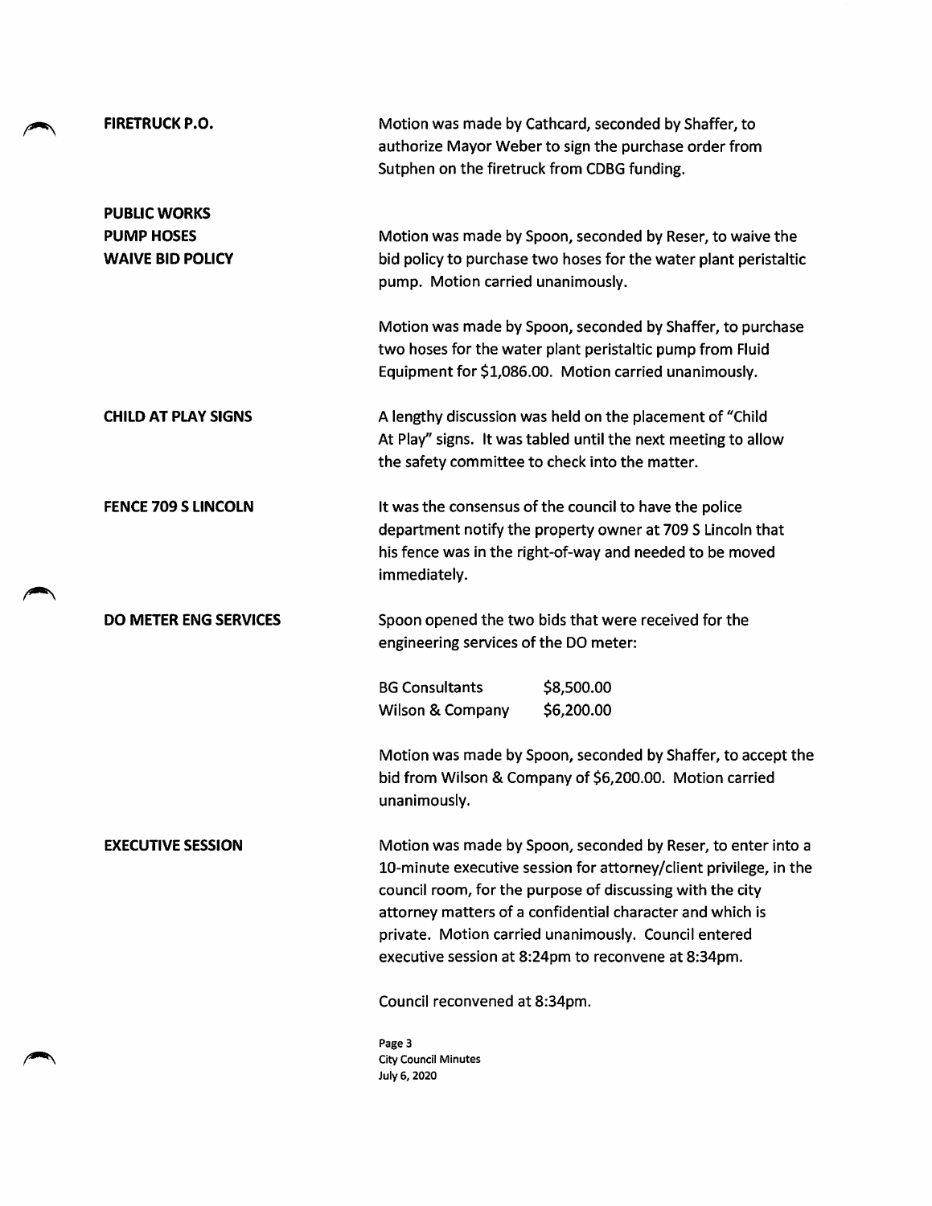**FIRETRUCK P.O.**

Motion was made by Cathcard, seconded by Shaffer, to authorize Mayor Weber to sign the purchase order from Sutphen on the firetruck from CDBG funding.

**PUBLIC WORKS**
**PUMP HOSES**
**WAIVE BID POLICY**

Motion was made by Spoon, seconded by Reser, to waive the bid policy to purchase two hoses for the water plant peristaltic pump. Motion carried unanimously.

Motion was made by Spoon, seconded by Shaffer, to purchase two hoses for the water plant peristaltic pump from Fluid Equipment for $1,086.00. Motion carried unanimously.

**CHILD AT PLAY SIGNS**

A lengthy discussion was held on the placement of "Child At Play" signs. It was tabled until the next meeting to allow the safety committee to check into the matter.

**FENCE 709 S LINCOLN**

It was the consensus of the council to have the police department notify the property owner at 709 S Lincoln that his fence was in the right-of-way and needed to be moved immediately.

**DO METER ENG SERVICES**

Spoon opened the two bids that were received for the engineering services of the DO meter:

| | |
|---|---|
| BG Consultants | $8,500.00 |
| Wilson & Company | $6,200.00 |

Motion was made by Spoon, seconded by Shaffer, to accept the bid from Wilson & Company of $6,200.00. Motion carried unanimously.

**EXECUTIVE SESSION**

Motion was made by Spoon, seconded by Reser, to enter into a 10-minute executive session for attorney/client privilege, in the council room, for the purpose of discussing with the city attorney matters of a confidential character and which is private. Motion carried unanimously. Council entered executive session at 8:24pm to reconvene at 8:34pm.

Council reconvened at 8:34pm.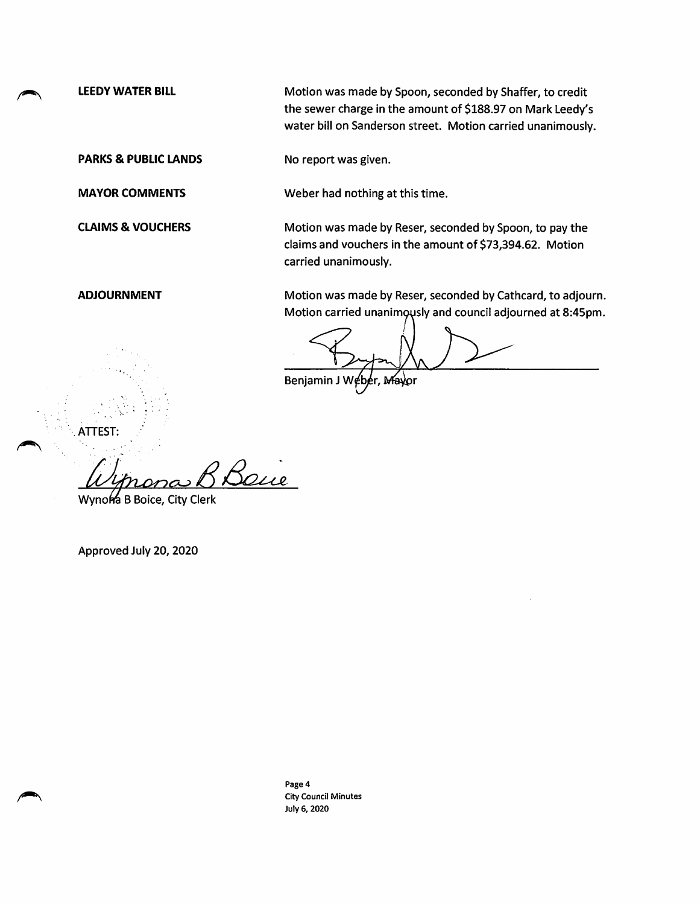**LEEDY WATER BILL**

Motion was made by Spoon, seconded by Shaffer, to credit the sewer charge in the amount of $188.97 on Mark Leedy's water bill on Sanderson street. Motion carried unanimously.

**PARKS & PUBLIC LANDS**

No report was given.

**MAYOR COMMENTS**

Weber had nothing at this time.

**CLAIMS & VOUCHERS**

Motion was made by Reser, seconded by Spoon, to pay the claims and vouchers in the amount of $73,394.62. Motion carried unanimously.

**ADJOURNMENT**

Motion was made by Reser, seconded by Cathcard, to adjourn. Motion carried unanimously and council adjourned at 8:45pm.

Benjamin J Weber, Mayor

ATTEST:

Wynona B Boice, City Clerk

Approved July 20, 2020